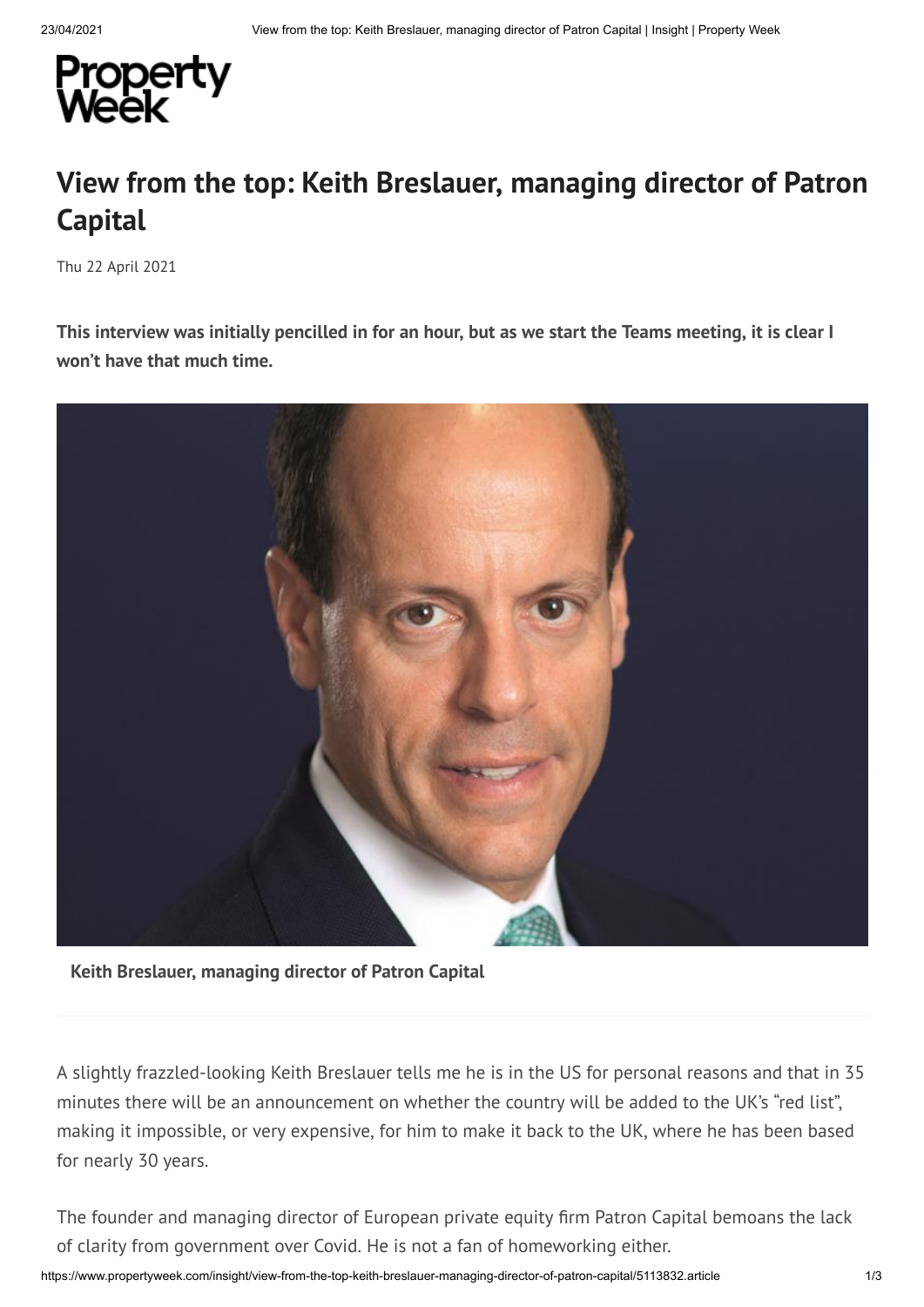# View from the top: Keith Breslauer, managing director of Patron Capital

Thu 22 April 2021

**This interview was initially pencilled in for an hour, but as we start the Teams meeting, it is clear I won't have that much time.**

**Keith Breslauer, managing director of Patron Capital**

A slightly frazzled-looking Keith Breslauer tells me he is in the US for personal reasons and that in 35 minutes there will be an announcement on whether the country will be added to the UK's "red list", making it impossible, or very expensive, for him to make it back to the UK, where he has been based for nearly 30 years.

The founder and managing director of European private equity firm Patron Capital bemoans the lack of clarity from government over Covid. He is not a fan of homeworking either.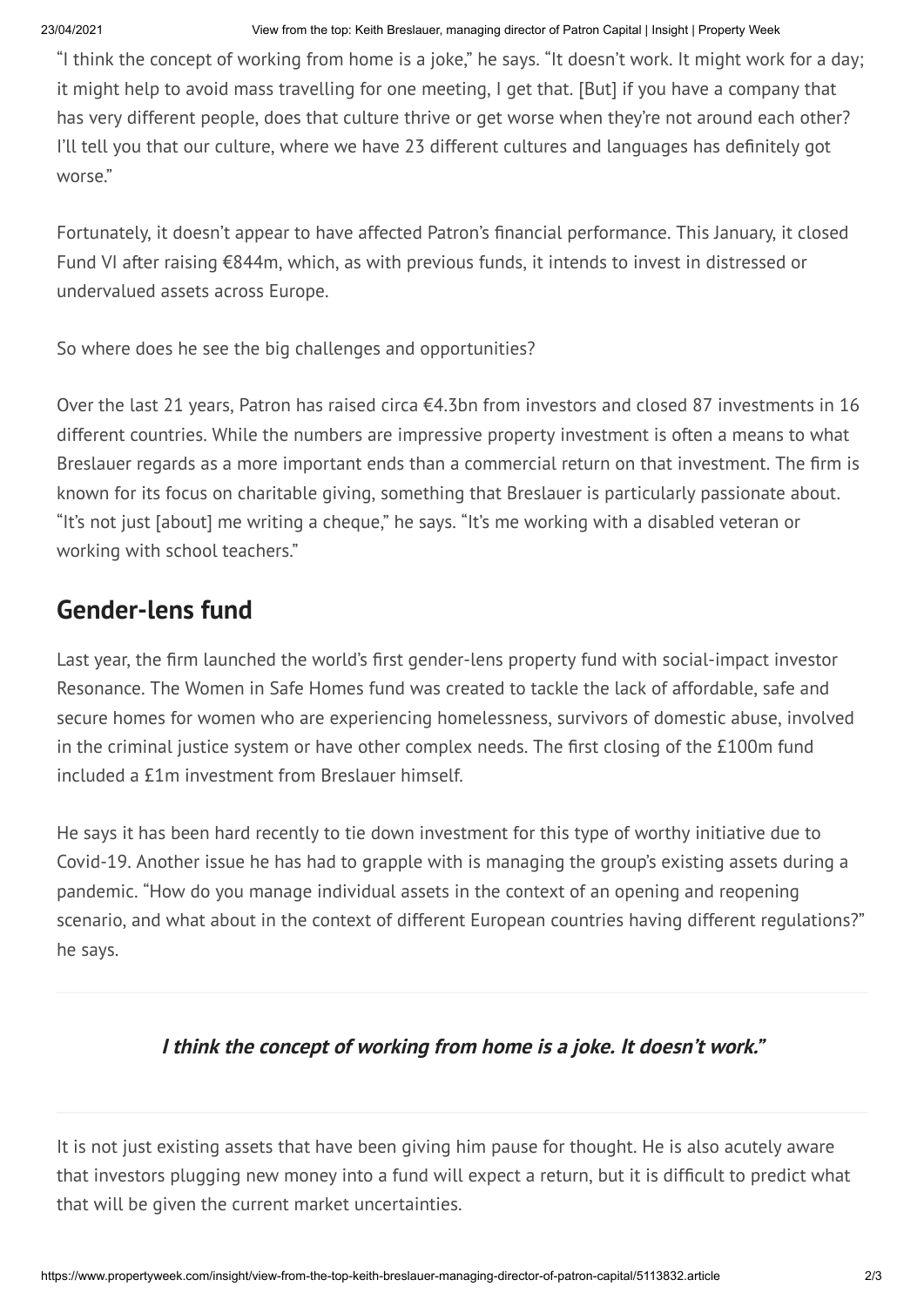"I think the concept of working from home is a joke," he says. "It doesn't work. It might work for a day; it might help to avoid mass travelling for one meeting, I get that. [But] if you have a company that has very different people, does that culture thrive or get worse when they're not around each other? I'll tell you that our culture, where we have 23 different cultures and languages has definitely got worse."

Fortunately, it doesn't appear to have affected Patron's financial performance. This January, it closed Fund VI after raising €844m, which, as with previous funds, it intends to invest in distressed or undervalued assets across Europe.

So where does he see the big challenges and opportunities?

Over the last 21 years, Patron has raised circa €4.3bn from investors and closed 87 investments in 16 different countries. While the numbers are impressive property investment is often a means to what Breslauer regards as a more important ends than a commercial return on that investment. The firm is known for its focus on charitable giving, something that Breslauer is particularly passionate about. "It's not just [about] me writing a cheque," he says. "It's me working with a disabled veteran or working with school teachers."

## Gender-lens fund

Last year, the firm launched the world's first gender-lens property fund with social-impact investor Resonance. The Women in Safe Homes fund was created to tackle the lack of affordable, safe and secure homes for women who are experiencing homelessness, survivors of domestic abuse, involved in the criminal justice system or have other complex needs. The first closing of the £100m fund included a £1m investment from Breslauer himself.

He says it has been hard recently to tie down investment for this type of worthy initiative due to Covid-19. Another issue he has had to grapple with is managing the group's existing assets during a pandemic. "How do you manage individual assets in the context of an opening and reopening scenario, and what about in the context of different European countries having different regulations?" he says.

***I think the concept of working from home is a joke. It doesn't work."***

It is not just existing assets that have been giving him pause for thought. He is also acutely aware that investors plugging new money into a fund will expect a return, but it is difficult to predict what that will be given the current market uncertainties.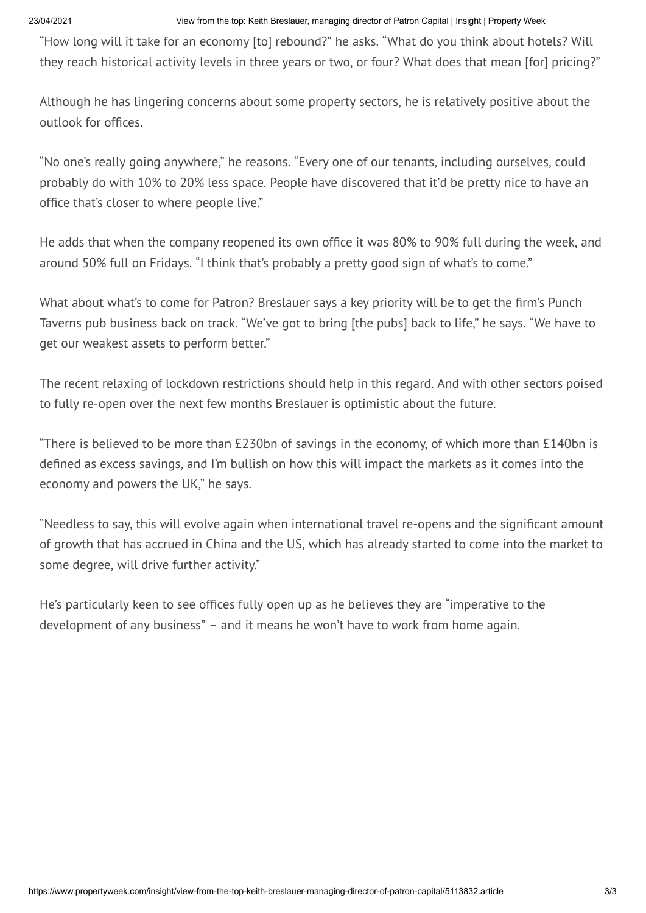"How long will it take for an economy [to] rebound?" he asks. "What do you think about hotels? Will they reach historical activity levels in three years or two, or four? What does that mean [for] pricing?"

Although he has lingering concerns about some property sectors, he is relatively positive about the outlook for offices.

"No one's really going anywhere," he reasons. "Every one of our tenants, including ourselves, could probably do with 10% to 20% less space. People have discovered that it'd be pretty nice to have an office that's closer to where people live."

He adds that when the company reopened its own office it was 80% to 90% full during the week, and around 50% full on Fridays. "I think that's probably a pretty good sign of what's to come."

What about what's to come for Patron? Breslauer says a key priority will be to get the firm's Punch Taverns pub business back on track. "We've got to bring [the pubs] back to life," he says. "We have to get our weakest assets to perform better."

The recent relaxing of lockdown restrictions should help in this regard. And with other sectors poised to fully re-open over the next few months Breslauer is optimistic about the future.

"There is believed to be more than £230bn of savings in the economy, of which more than £140bn is defined as excess savings, and I'm bullish on how this will impact the markets as it comes into the economy and powers the UK," he says.

"Needless to say, this will evolve again when international travel re-opens and the significant amount of growth that has accrued in China and the US, which has already started to come into the market to some degree, will drive further activity."

He's particularly keen to see offices fully open up as he believes they are "imperative to the development of any business" – and it means he won't have to work from home again.